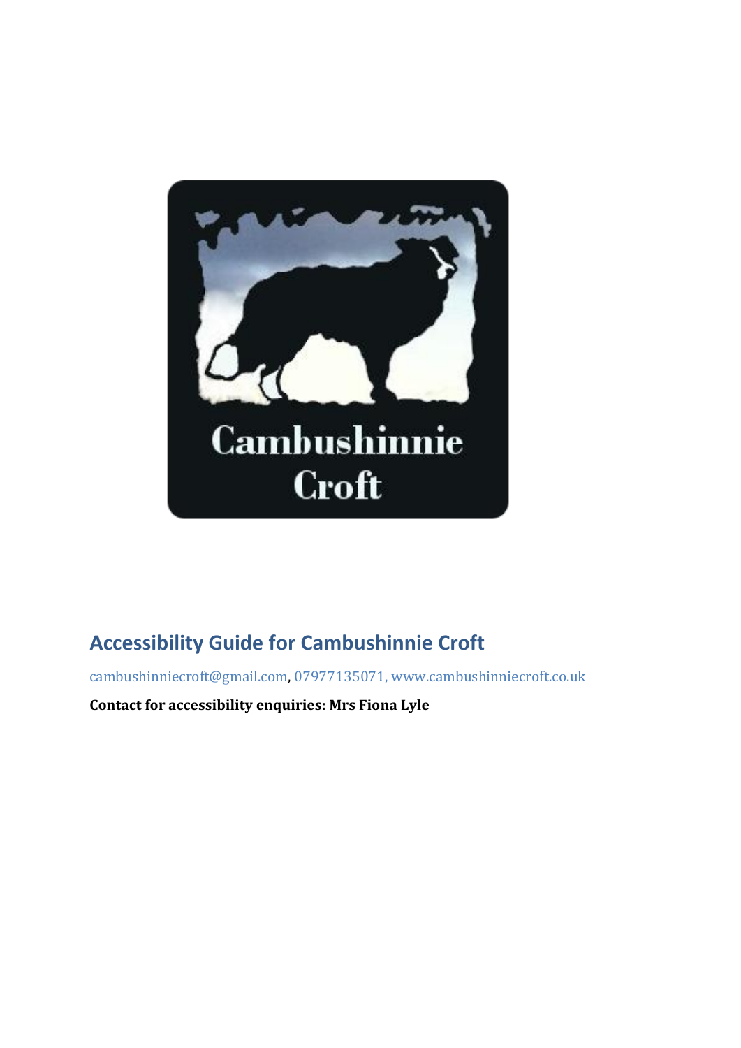Cambushinnie Croft

## Accessibility Guide for Cambushinnie Croft

cambushinniecroft@gmail.com, 07977135071, www.cambushinniecroft.co.uk

**Contact for accessibility enquiries: Mrs Fiona Lyle**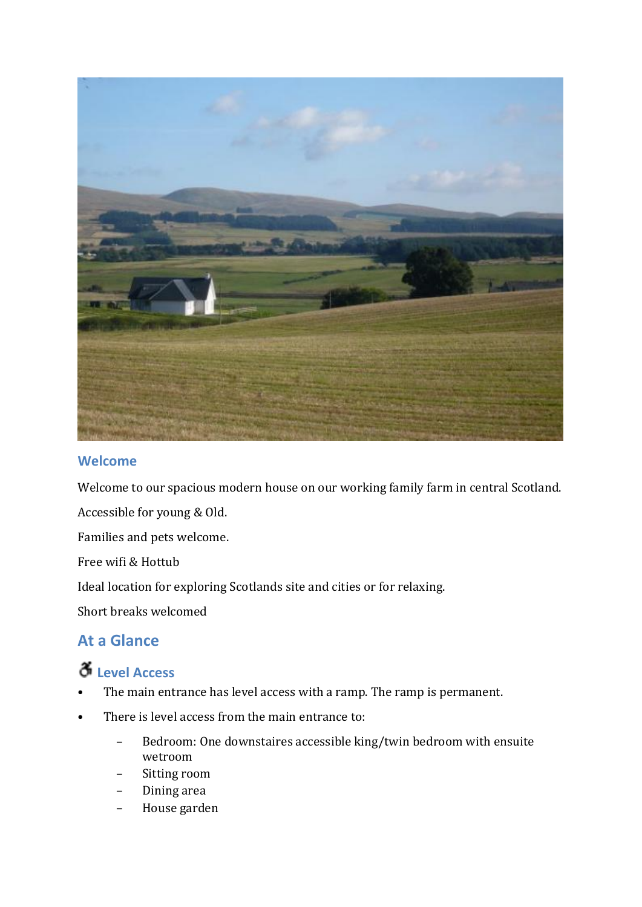## Welcome

Welcome to our spacious modern house on our working family farm in central Scotland.

Accessible for young & Old.

Families and pets welcome.

Free wifi & Hottub

Ideal location for exploring Scotlands site and cities or for relaxing.

Short breaks welcomed

## At a Glance

### Level Access

- The main entrance has level access with a ramp. The ramp is permanent.
- There is level access from the main entrance to:
  - Bedroom: One downstaires accessible king/twin bedroom with ensuite wetroom
  - Sitting room
  - Dining area
  - House garden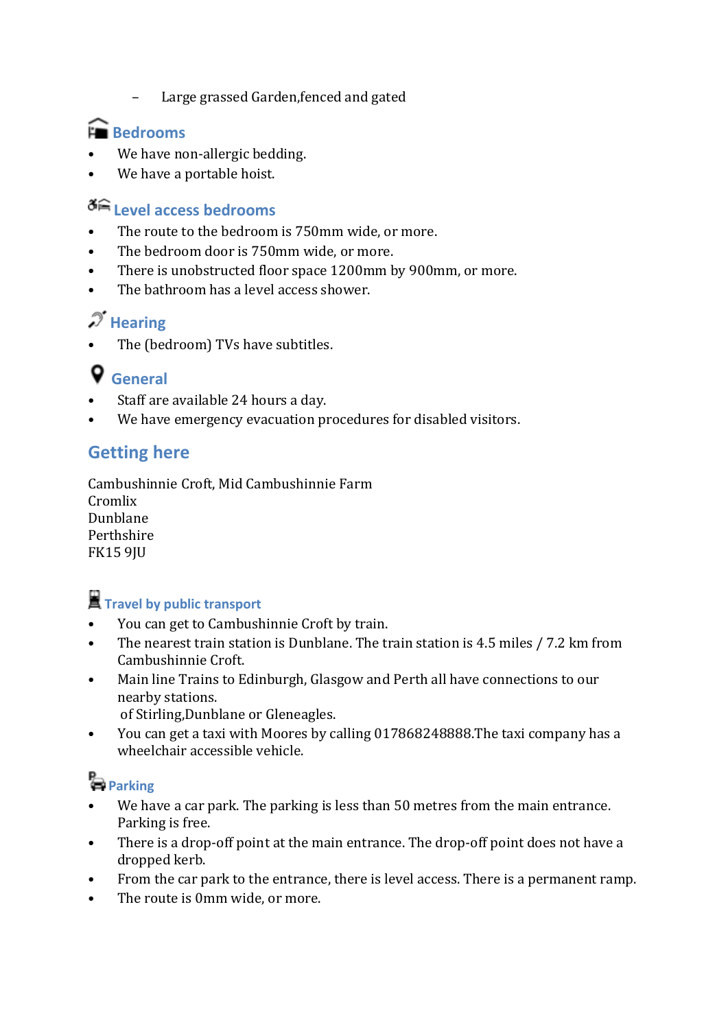- Large grassed Garden,fenced and gated

### Bedrooms

- We have non-allergic bedding.
- We have a portable hoist.

### Level access bedrooms

- The route to the bedroom is 750mm wide, or more.
- The bedroom door is 750mm wide, or more.
- There is unobstructed floor space 1200mm by 900mm, or more.
- The bathroom has a level access shower.

### Hearing

- The (bedroom) TVs have subtitles.

### General

- Staff are available 24 hours a day.
- We have emergency evacuation procedures for disabled visitors.

## Getting here

Cambushinnie Croft, Mid Cambushinnie Farm
Cromlix
Dunblane
Perthshire
FK15 9JU

### Travel by public transport

- You can get to Cambushinnie Croft by train.
- The nearest train station is Dunblane. The train station is 4.5 miles / 7.2 km from Cambushinnie Croft.
- Main line Trains to Edinburgh, Glasgow and Perth all have connections to our nearby stations.
  of Stirling,Dunblane or Gleneagles.
- You can get a taxi with Moores by calling 017868248888.The taxi company has a wheelchair accessible vehicle.

### Parking

- We have a car park. The parking is less than 50 metres from the main entrance. Parking is free.
- There is a drop-off point at the main entrance. The drop-off point does not have a dropped kerb.
- From the car park to the entrance, there is level access. There is a permanent ramp.
- The route is 0mm wide, or more.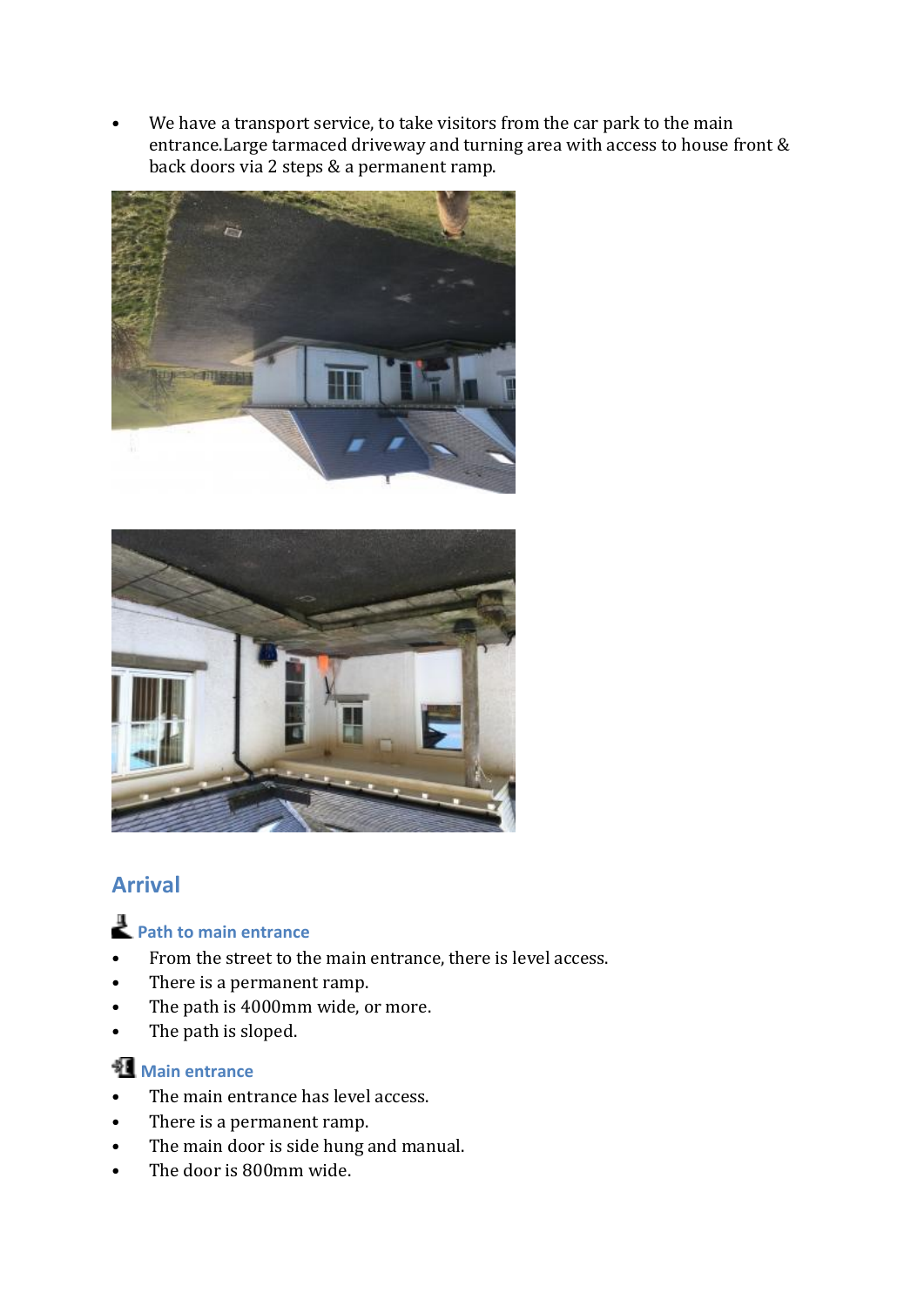- We have a transport service, to take visitors from the car park to the main entrance.Large tarmaced driveway and turning area with access to house front & back doors via 2 steps & a permanent ramp.

## Arrival

### Path to main entrance

- From the street to the main entrance, there is level access.
- There is a permanent ramp.
- The path is 4000mm wide, or more.
- The path is sloped.

### Main entrance

- The main entrance has level access.
- There is a permanent ramp.
- The main door is side hung and manual.
- The door is 800mm wide.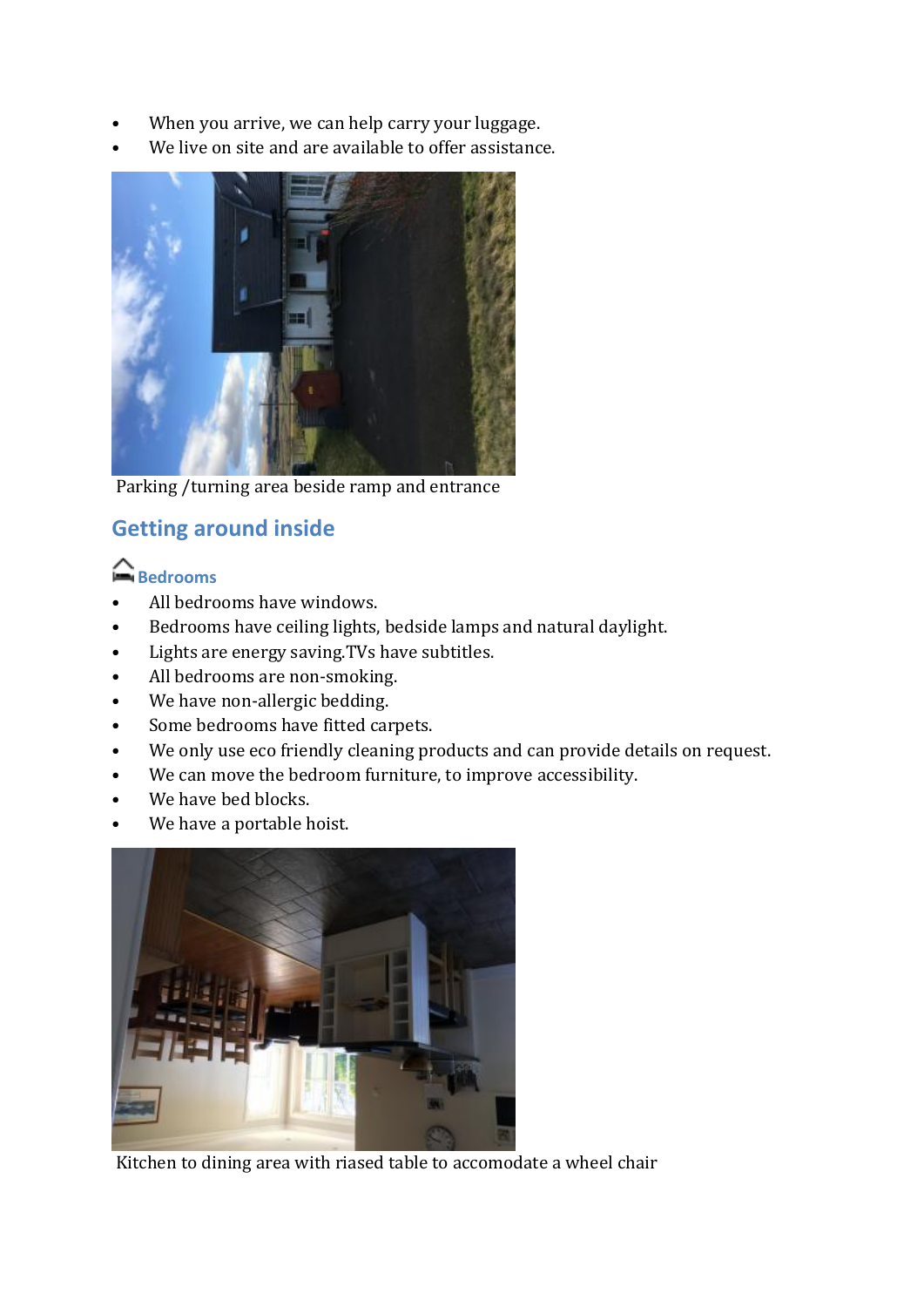- When you arrive, we can help carry your luggage.
- We live on site and are available to offer assistance.

Parking /turning area beside ramp and entrance

## Getting around inside

### Bedrooms

- All bedrooms have windows.
- Bedrooms have ceiling lights, bedside lamps and natural daylight.
- Lights are energy saving.TVs have subtitles.
- All bedrooms are non-smoking.
- We have non-allergic bedding.
- Some bedrooms have fitted carpets.
- We only use eco friendly cleaning products and can provide details on request.
- We can move the bedroom furniture, to improve accessibility.
- We have bed blocks.
- We have a portable hoist.

Kitchen to dining area with riased table to accomodate a wheel chair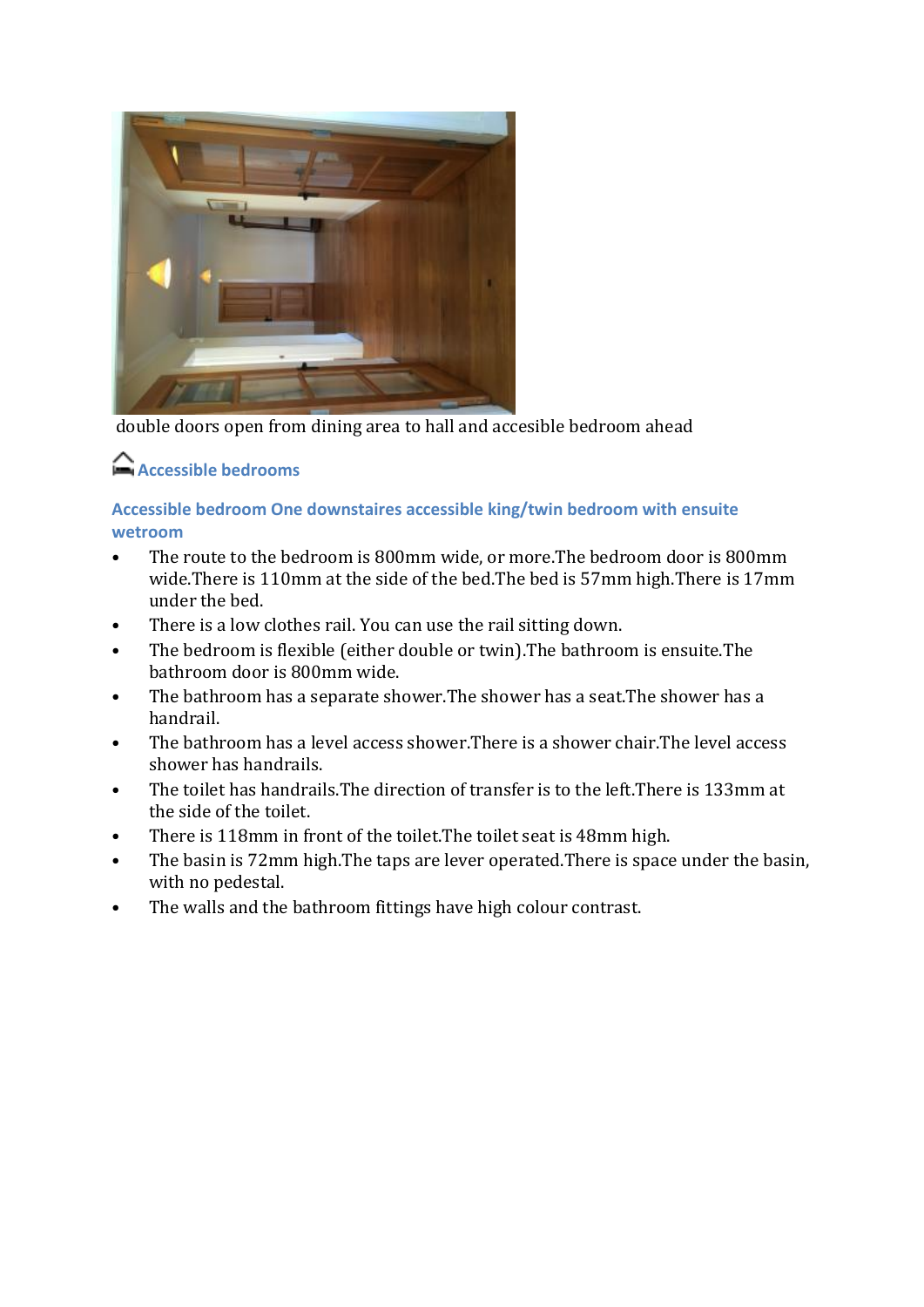double doors open from dining area to hall and accesible bedroom ahead

## Accessible bedrooms

### Accessible bedroom One downstaires accessible king/twin bedroom with ensuite wetroom

- The route to the bedroom is 800mm wide, or more.The bedroom door is 800mm wide.There is 110mm at the side of the bed.The bed is 57mm high.There is 17mm under the bed.
- There is a low clothes rail. You can use the rail sitting down.
- The bedroom is flexible (either double or twin).The bathroom is ensuite.The bathroom door is 800mm wide.
- The bathroom has a separate shower.The shower has a seat.The shower has a handrail.
- The bathroom has a level access shower.There is a shower chair.The level access shower has handrails.
- The toilet has handrails.The direction of transfer is to the left.There is 133mm at the side of the toilet.
- There is 118mm in front of the toilet.The toilet seat is 48mm high.
- The basin is 72mm high.The taps are lever operated.There is space under the basin, with no pedestal.
- The walls and the bathroom fittings have high colour contrast.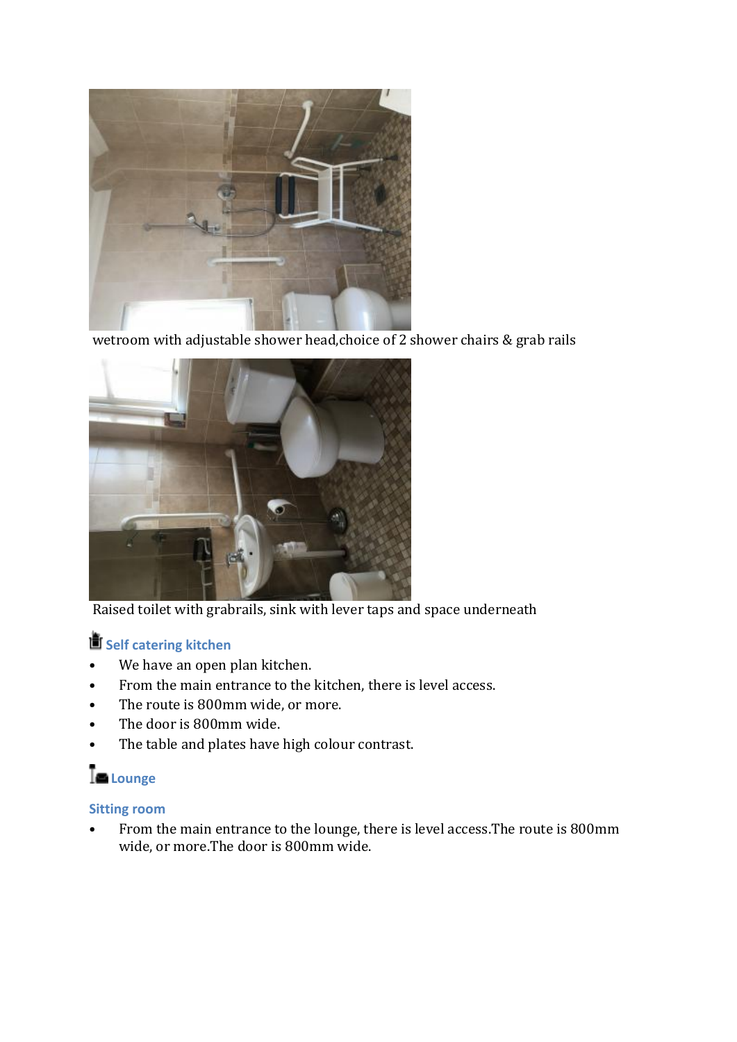wetroom with adjustable shower head,choice of 2 shower chairs & grab rails

Raised toilet with grabrails, sink with lever taps and space underneath

### Self catering kitchen

- We have an open plan kitchen.
- From the main entrance to the kitchen, there is level access.
- The route is 800mm wide, or more.
- The door is 800mm wide.
- The table and plates have high colour contrast.

### Lounge

#### Sitting room

- From the main entrance to the lounge, there is level access.The route is 800mm wide, or more.The door is 800mm wide.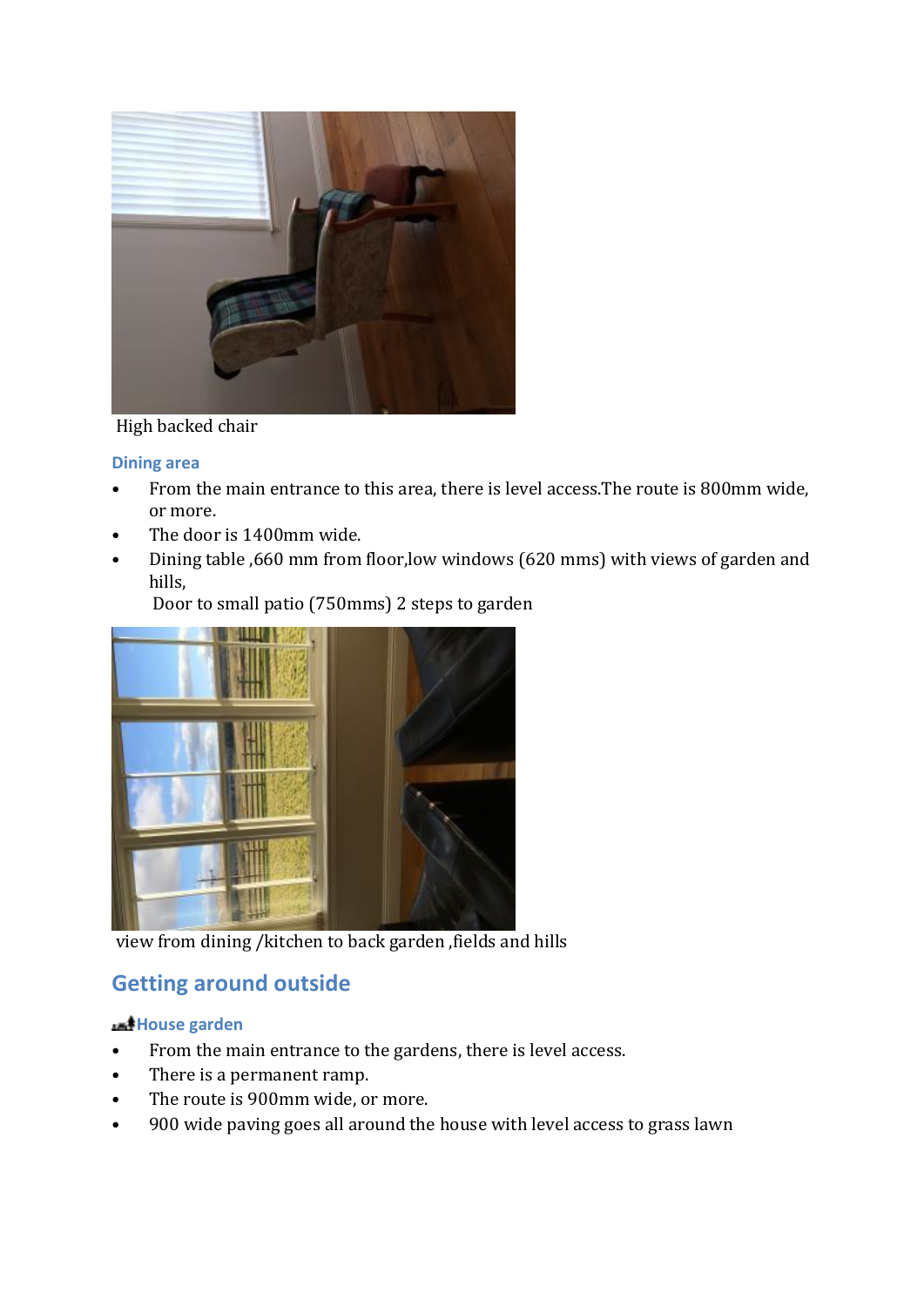High backed chair

### Dining area

- From the main entrance to this area, there is level access.The route is 800mm wide, or more.
- The door is 1400mm wide.
- Dining table ,660 mm from floor,low windows (620 mms) with views of garden and hills,
  Door to small patio (750mms) 2 steps to garden

view from dining /kitchen to back garden ,fields and hills

## Getting around outside

### House garden

- From the main entrance to the gardens, there is level access.
- There is a permanent ramp.
- The route is 900mm wide, or more.
- 900 wide paving goes all around the house with level access to grass lawn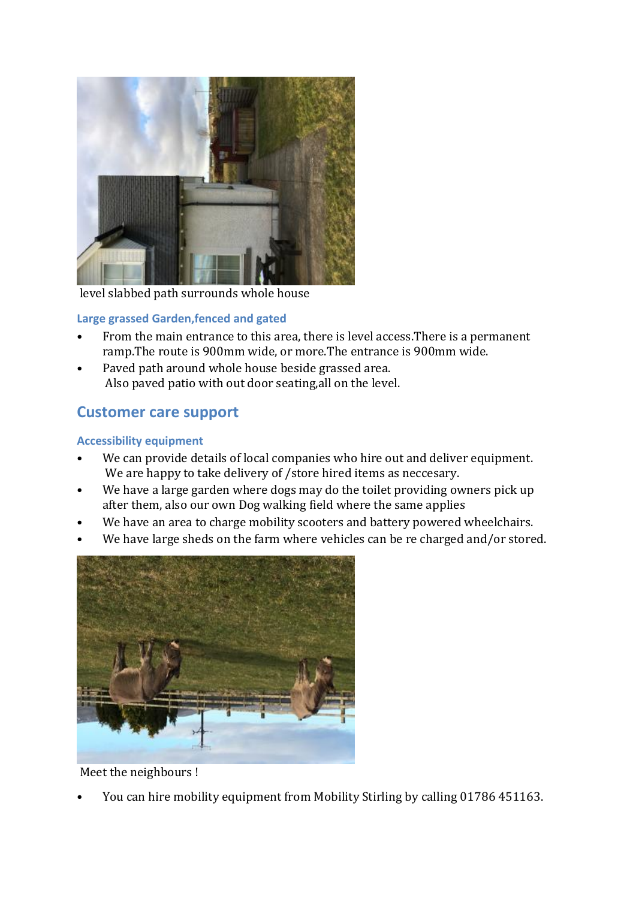level slabbed path surrounds whole house

### Large grassed Garden,fenced and gated

- From the main entrance to this area, there is level access.There is a permanent ramp.The route is 900mm wide, or more.The entrance is 900mm wide.
- Paved path around whole house beside grassed area.
  Also paved patio with out door seating,all on the level.

## Customer care support

### Accessibility equipment

- We can provide details of local companies who hire out and deliver equipment.
  We are happy to take delivery of /store hired items as neccesary.
- We have a large garden where dogs may do the toilet providing owners pick up after them, also our own Dog walking field where the same applies
- We have an area to charge mobility scooters and battery powered wheelchairs.
- We have large sheds on the farm where vehicles can be re charged and/or stored.

Meet the neighbours !

- You can hire mobility equipment from Mobility Stirling by calling 01786 451163.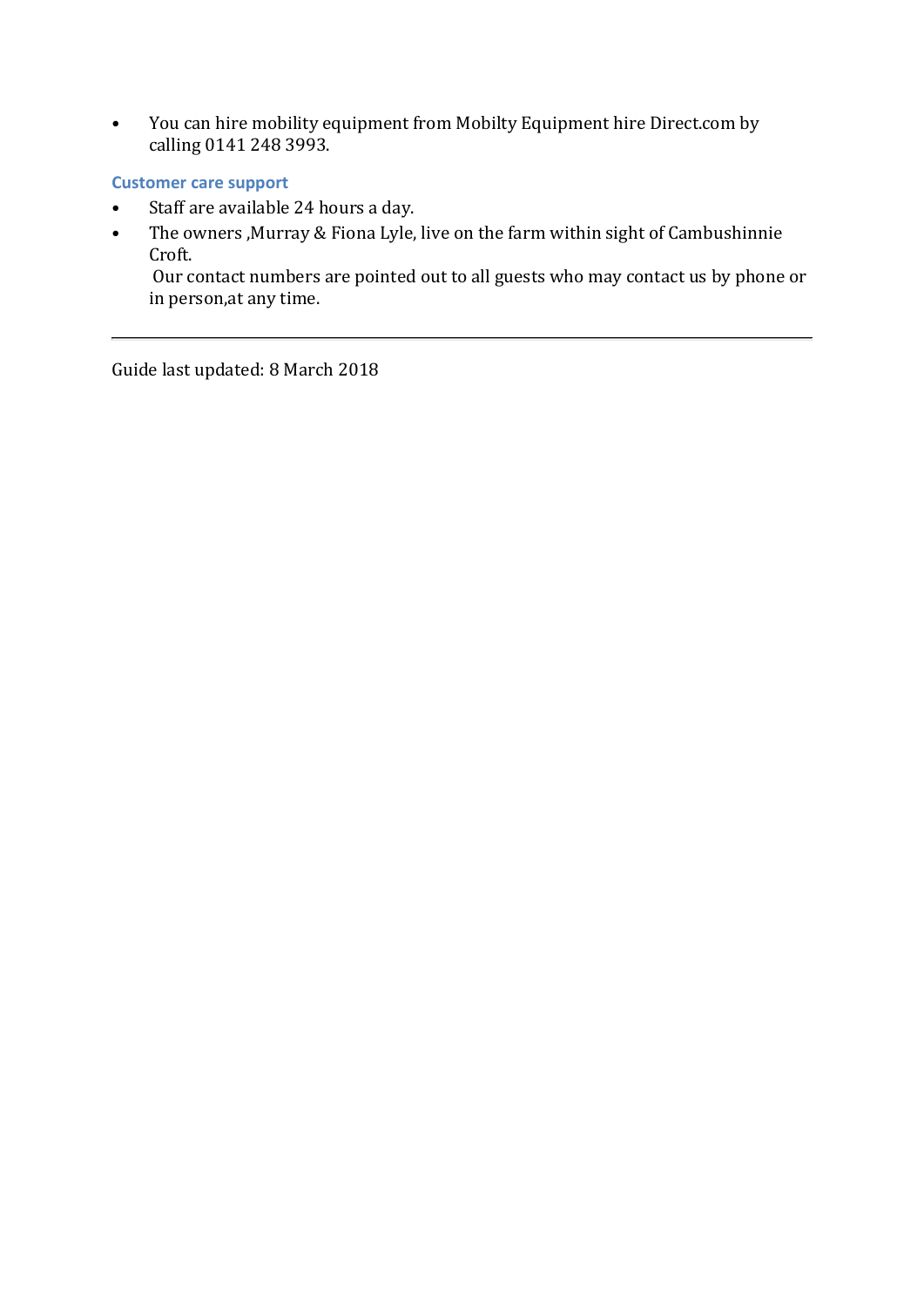- You can hire mobility equipment from Mobilty Equipment hire Direct.com by calling 0141 248 3993.

### Customer care support

- Staff are available 24 hours a day.
- The owners ,Murray & Fiona Lyle, live on the farm within sight of Cambushinnie Croft.
  Our contact numbers are pointed out to all guests who may contact us by phone or in person,at any time.

---

Guide last updated: 8 March 2018